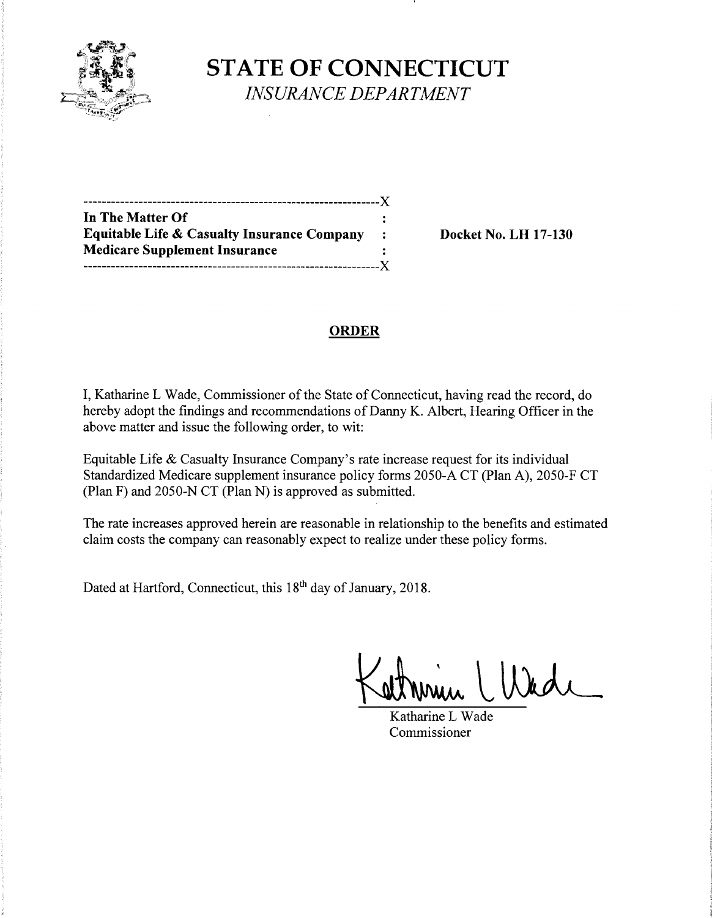# STATE OF CONNECTICUT

*INSURANCE DEPARTMENT*

```
----------------------------------------------------------------X
In The Matter Of                                                :
Equitable Life & Casualty Insurance Company                     :
Medicare Supplement Insurance                                   :
----------------------------------------------------------------X
```

**Docket No. LH 17-130**

## ORDER

I, Katharine L Wade, Commissioner of the State of Connecticut, having read the record, do hereby adopt the findings and recommendations of Danny K. Albert, Hearing Officer in the above matter and issue the following order, to wit:

Equitable Life & Casualty Insurance Company's rate increase request for its individual Standardized Medicare supplement insurance policy forms 2050-A CT (Plan A), 2050-F CT (Plan F) and 2050-N CT (Plan N) is approved as submitted.

The rate increases approved herein are reasonable in relationship to the benefits and estimated claim costs the company can reasonably expect to realize under these policy forms.

Dated at Hartford, Connecticut, this 18th day of January, 2018.

Katharine L Wade
Commissioner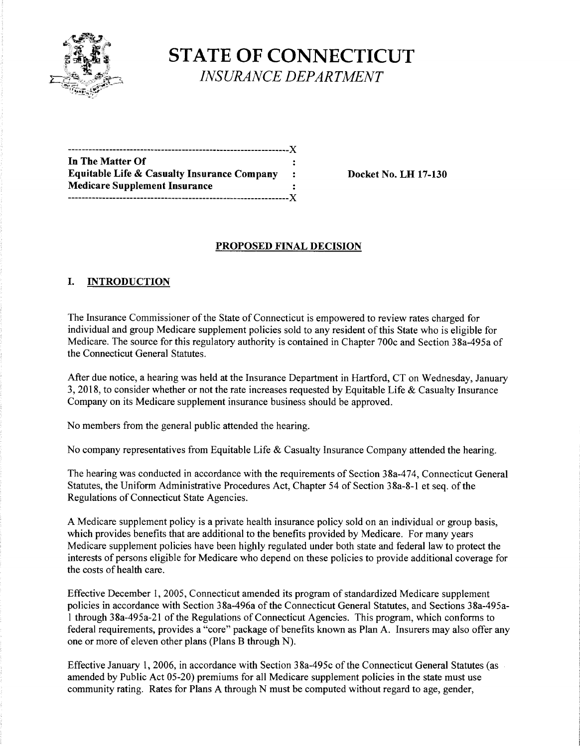# STATE OF CONNECTICUT

*INSURANCE DEPARTMENT*

```
---------------------------------------------------------------X
In The Matter Of                                              :
Equitable Life & Casualty Insurance Company                   :
Medicare Supplement Insurance                                 :
---------------------------------------------------------------X
```

**In The Matter Of**
**Equitable Life & Casualty Insurance Company**
**Medicare Supplement Insurance**

**Docket No. LH 17-130**

## PROPOSED FINAL DECISION

### I. INTRODUCTION

The Insurance Commissioner of the State of Connecticut is empowered to review rates charged for individual and group Medicare supplement policies sold to any resident of this State who is eligible for Medicare. The source for this regulatory authority is contained in Chapter 700c and Section 38a-495a of the Connecticut General Statutes.

After due notice, a hearing was held at the Insurance Department in Hartford, CT on Wednesday, January 3, 2018, to consider whether or not the rate increases requested by Equitable Life & Casualty Insurance Company on its Medicare supplement insurance business should be approved.

No members from the general public attended the hearing.

No company representatives from Equitable Life & Casualty Insurance Company attended the hearing.

The hearing was conducted in accordance with the requirements of Section 38a-474, Connecticut General Statutes, the Uniform Administrative Procedures Act, Chapter 54 of Section 38a-8-1 et seq. of the Regulations of Connecticut State Agencies.

A Medicare supplement policy is a private health insurance policy sold on an individual or group basis, which provides benefits that are additional to the benefits provided by Medicare. For many years Medicare supplement policies have been highly regulated under both state and federal law to protect the interests of persons eligible for Medicare who depend on these policies to provide additional coverage for the costs of health care.

Effective December 1, 2005, Connecticut amended its program of standardized Medicare supplement policies in accordance with Section 38a-496a of the Connecticut General Statutes, and Sections 38a-495a-1 through 38a-495a-21 of the Regulations of Connecticut Agencies. This program, which conforms to federal requirements, provides a "core" package of benefits known as Plan A. Insurers may also offer any one or more of eleven other plans (Plans B through N).

Effective January 1, 2006, in accordance with Section 38a-495c of the Connecticut General Statutes (as amended by Public Act 05-20) premiums for all Medicare supplement policies in the state must use community rating. Rates for Plans A through N must be computed without regard to age, gender,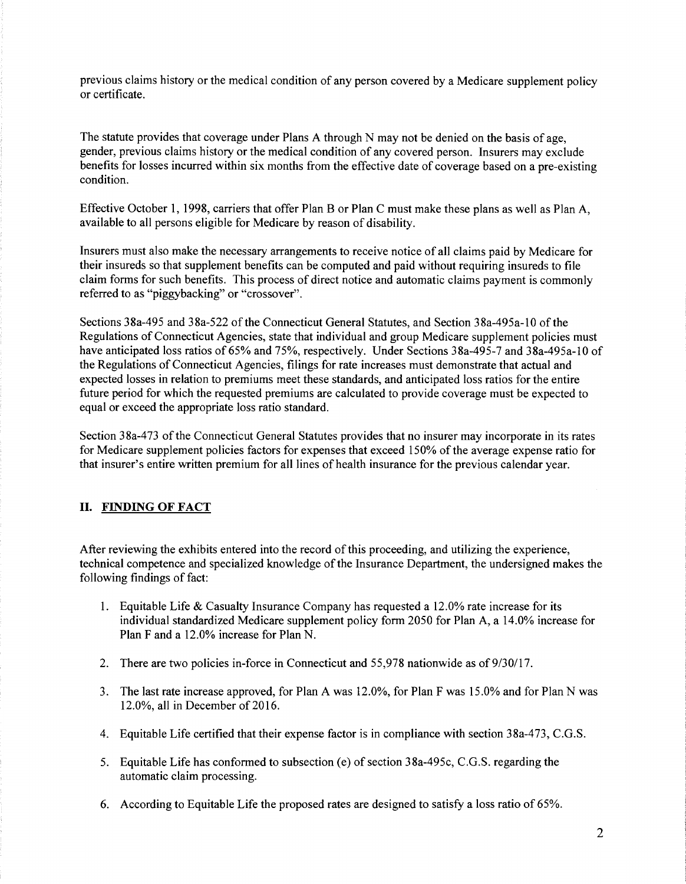previous claims history or the medical condition of any person covered by a Medicare supplement policy or certificate.

The statute provides that coverage under Plans A through N may not be denied on the basis of age, gender, previous claims history or the medical condition of any covered person. Insurers may exclude benefits for losses incurred within six months from the effective date of coverage based on a pre-existing condition.

Effective October 1, 1998, carriers that offer Plan B or Plan C must make these plans as well as Plan A, available to all persons eligible for Medicare by reason of disability.

Insurers must also make the necessary arrangements to receive notice of all claims paid by Medicare for their insureds so that supplement benefits can be computed and paid without requiring insureds to file claim forms for such benefits. This process of direct notice and automatic claims payment is commonly referred to as "piggybacking" or "crossover".

Sections 38a-495 and 38a-522 of the Connecticut General Statutes, and Section 38a-495a-10 of the Regulations of Connecticut Agencies, state that individual and group Medicare supplement policies must have anticipated loss ratios of 65% and 75%, respectively. Under Sections 38a-495-7 and 38a-495a-10 of the Regulations of Connecticut Agencies, filings for rate increases must demonstrate that actual and expected losses in relation to premiums meet these standards, and anticipated loss ratios for the entire future period for which the requested premiums are calculated to provide coverage must be expected to equal or exceed the appropriate loss ratio standard.

Section 38a-473 of the Connecticut General Statutes provides that no insurer may incorporate in its rates for Medicare supplement policies factors for expenses that exceed 150% of the average expense ratio for that insurer's entire written premium for all lines of health insurance for the previous calendar year.

## II. FINDING OF FACT

After reviewing the exhibits entered into the record of this proceeding, and utilizing the experience, technical competence and specialized knowledge of the Insurance Department, the undersigned makes the following findings of fact:

1. Equitable Life & Casualty Insurance Company has requested a 12.0% rate increase for its individual standardized Medicare supplement policy form 2050 for Plan A, a 14.0% increase for Plan F and a 12.0% increase for Plan N.
2. There are two policies in-force in Connecticut and 55,978 nationwide as of 9/30/17.
3. The last rate increase approved, for Plan A was 12.0%, for Plan F was 15.0% and for Plan N was 12.0%, all in December of 2016.
4. Equitable Life certified that their expense factor is in compliance with section 38a-473, C.G.S.
5. Equitable Life has conformed to subsection (e) of section 38a-495c, C.G.S. regarding the automatic claim processing.
6. According to Equitable Life the proposed rates are designed to satisfy a loss ratio of 65%.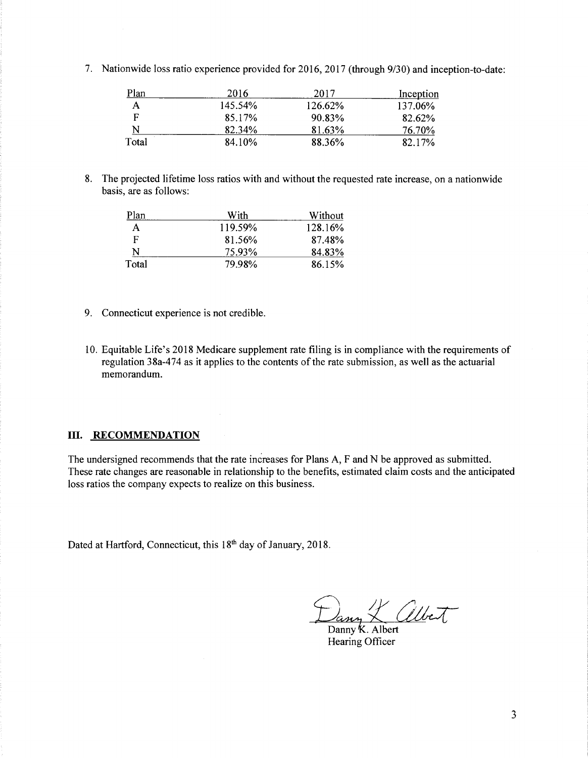7. Nationwide loss ratio experience provided for 2016, 2017 (through 9/30) and inception-to-date:

| Plan | 2016 | 2017 | Inception |
|---|---|---|---|
| A | 145.54% | 126.62% | 137.06% |
| F | 85.17% | 90.83% | 82.62% |
| N | 82.34% | 81.63% | 76.70% |
| Total | 84.10% | 88.36% | 82.17% |

8. The projected lifetime loss ratios with and without the requested rate increase, on a nationwide basis, are as follows:

| Plan | With | Without |
|---|---|---|
| A | 119.59% | 128.16% |
| F | 81.56% | 87.48% |
| N | 75.93% | 84.83% |
| Total | 79.98% | 86.15% |

9. Connecticut experience is not credible.

10. Equitable Life's 2018 Medicare supplement rate filing is in compliance with the requirements of regulation 38a-474 as it applies to the contents of the rate submission, as well as the actuarial memorandum.

## III. RECOMMENDATION

The undersigned recommends that the rate increases for Plans A, F and N be approved as submitted. These rate changes are reasonable in relationship to the benefits, estimated claim costs and the anticipated loss ratios the company expects to realize on this business.

Dated at Hartford, Connecticut, this 18th day of January, 2018.

Danny K. Albert
Hearing Officer